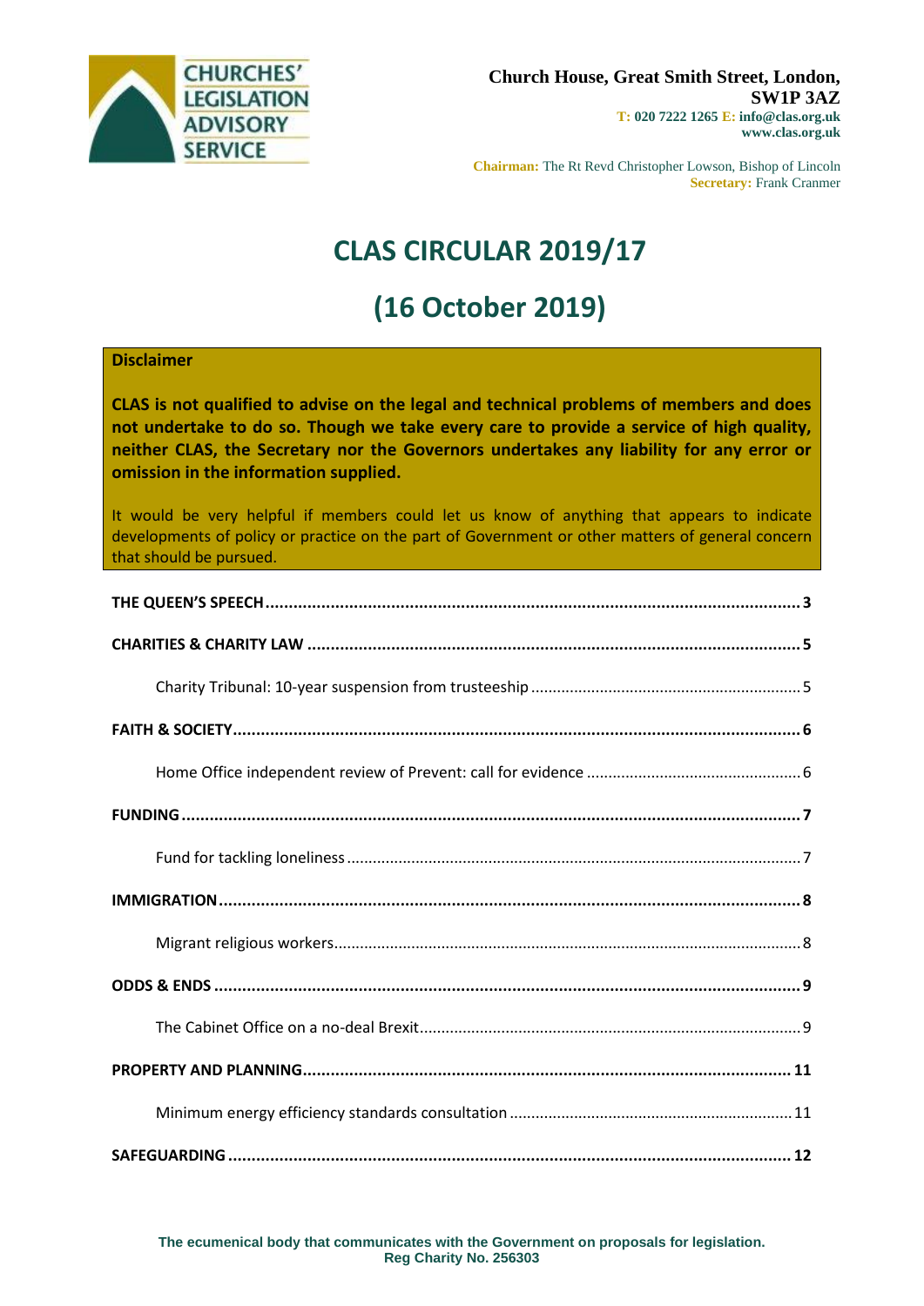**CHURCHES' LEGISLATION ADVISORY SERVICE**

**Church House, Great Smith Street, London, SW1P 3AZ**
**T: 020 7222 1265 E: info@clas.org.uk**
**www.clas.org.uk**

**Chairman:** The Rt Revd Christopher Lowson, Bishop of Lincoln
**Secretary:** Frank Cranmer

# CLAS CIRCULAR 2019/17

# (16 October 2019)

**Disclaimer**

**CLAS is not qualified to advise on the legal and technical problems of members and does not undertake to do so. Though we take every care to provide a service of high quality, neither CLAS, the Secretary nor the Governors undertakes any liability for any error or omission in the information supplied.**

It would be very helpful if members could let us know of anything that appears to indicate developments of policy or practice on the part of Government or other matters of general concern that should be pursued.

**THE QUEEN'S SPEECH** .......... 3

**CHARITIES & CHARITY LAW** .......... 5

- Charity Tribunal: 10-year suspension from trusteeship .......... 5

**FAITH & SOCIETY** .......... 6

- Home Office independent review of Prevent: call for evidence .......... 6

**FUNDING** .......... 7

- Fund for tackling loneliness .......... 7

**IMMIGRATION** .......... 8

- Migrant religious workers .......... 8

**ODDS & ENDS** .......... 9

- The Cabinet Office on a no-deal Brexit .......... 9

**PROPERTY AND PLANNING** .......... 11

- Minimum energy efficiency standards consultation .......... 11

**SAFEGUARDING** .......... 12

The ecumenical body that communicates with the Government on proposals for legislation.
Reg Charity No. 256303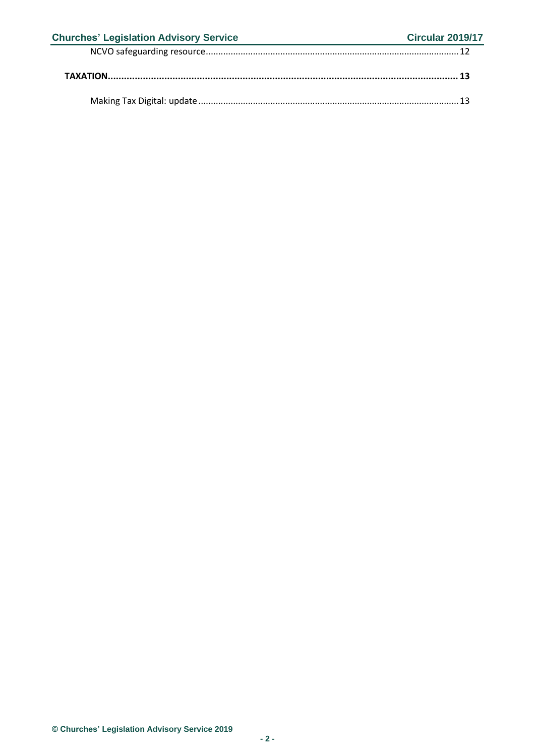NCVO safeguarding resource .................................................................................................... 12

**TAXATION ................................................................................................................................ 13**

Making Tax Digital: update ...................................................................................................... 13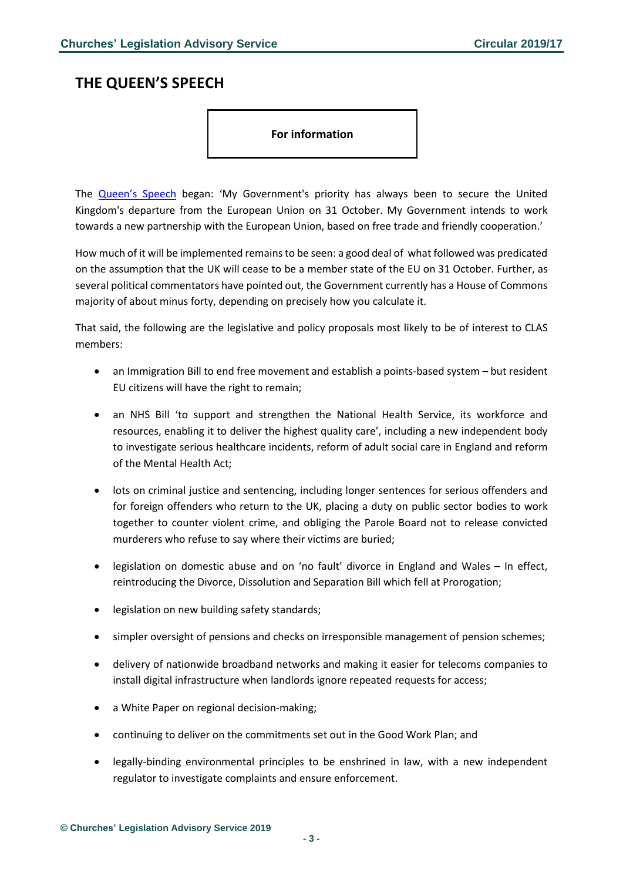## THE QUEEN'S SPEECH

**For information**

The [Queen's Speech] began: 'My Government's priority has always been to secure the United Kingdom's departure from the European Union on 31 October. My Government intends to work towards a new partnership with the European Union, based on free trade and friendly cooperation.'

How much of it will be implemented remains to be seen: a good deal of what followed was predicated on the assumption that the UK will cease to be a member state of the EU on 31 October. Further, as several political commentators have pointed out, the Government currently has a House of Commons majority of about minus forty, depending on precisely how you calculate it.

That said, the following are the legislative and policy proposals most likely to be of interest to CLAS members:

- an Immigration Bill to end free movement and establish a points-based system – but resident EU citizens will have the right to remain;
- an NHS Bill 'to support and strengthen the National Health Service, its workforce and resources, enabling it to deliver the highest quality care', including a new independent body to investigate serious healthcare incidents, reform of adult social care in England and reform of the Mental Health Act;
- lots on criminal justice and sentencing, including longer sentences for serious offenders and for foreign offenders who return to the UK, placing a duty on public sector bodies to work together to counter violent crime, and obliging the Parole Board not to release convicted murderers who refuse to say where their victims are buried;
- legislation on domestic abuse and on 'no fault' divorce in England and Wales – In effect, reintroducing the Divorce, Dissolution and Separation Bill which fell at Prorogation;
- legislation on new building safety standards;
- simpler oversight of pensions and checks on irresponsible management of pension schemes;
- delivery of nationwide broadband networks and making it easier for telecoms companies to install digital infrastructure when landlords ignore repeated requests for access;
- a White Paper on regional decision-making;
- continuing to deliver on the commitments set out in the Good Work Plan; and
- legally-binding environmental principles to be enshrined in law, with a new independent regulator to investigate complaints and ensure enforcement.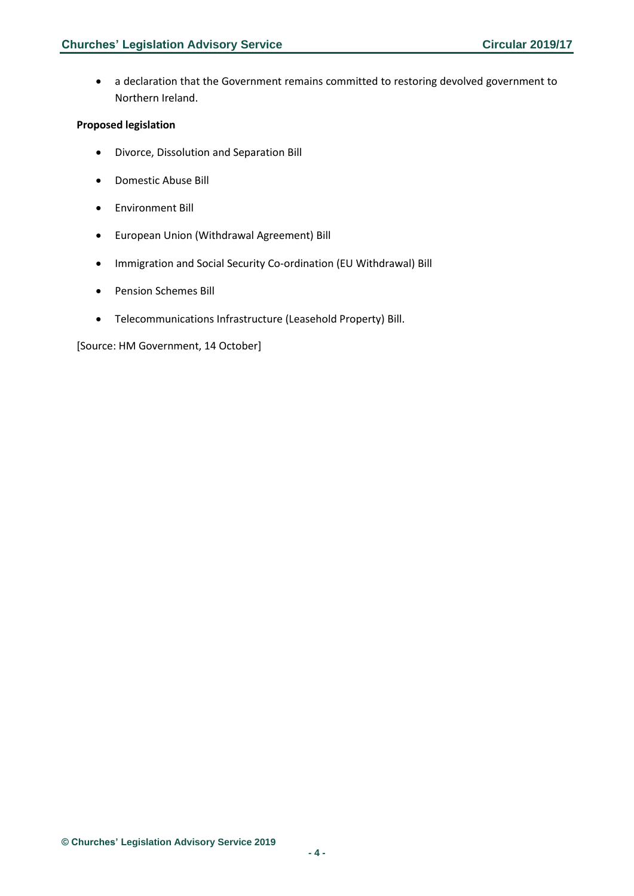- a declaration that the Government remains committed to restoring devolved government to Northern Ireland.

**Proposed legislation**

- Divorce, Dissolution and Separation Bill
- Domestic Abuse Bill
- Environment Bill
- European Union (Withdrawal Agreement) Bill
- Immigration and Social Security Co-ordination (EU Withdrawal) Bill
- Pension Schemes Bill
- Telecommunications Infrastructure (Leasehold Property) Bill.

[Source: HM Government, 14 October]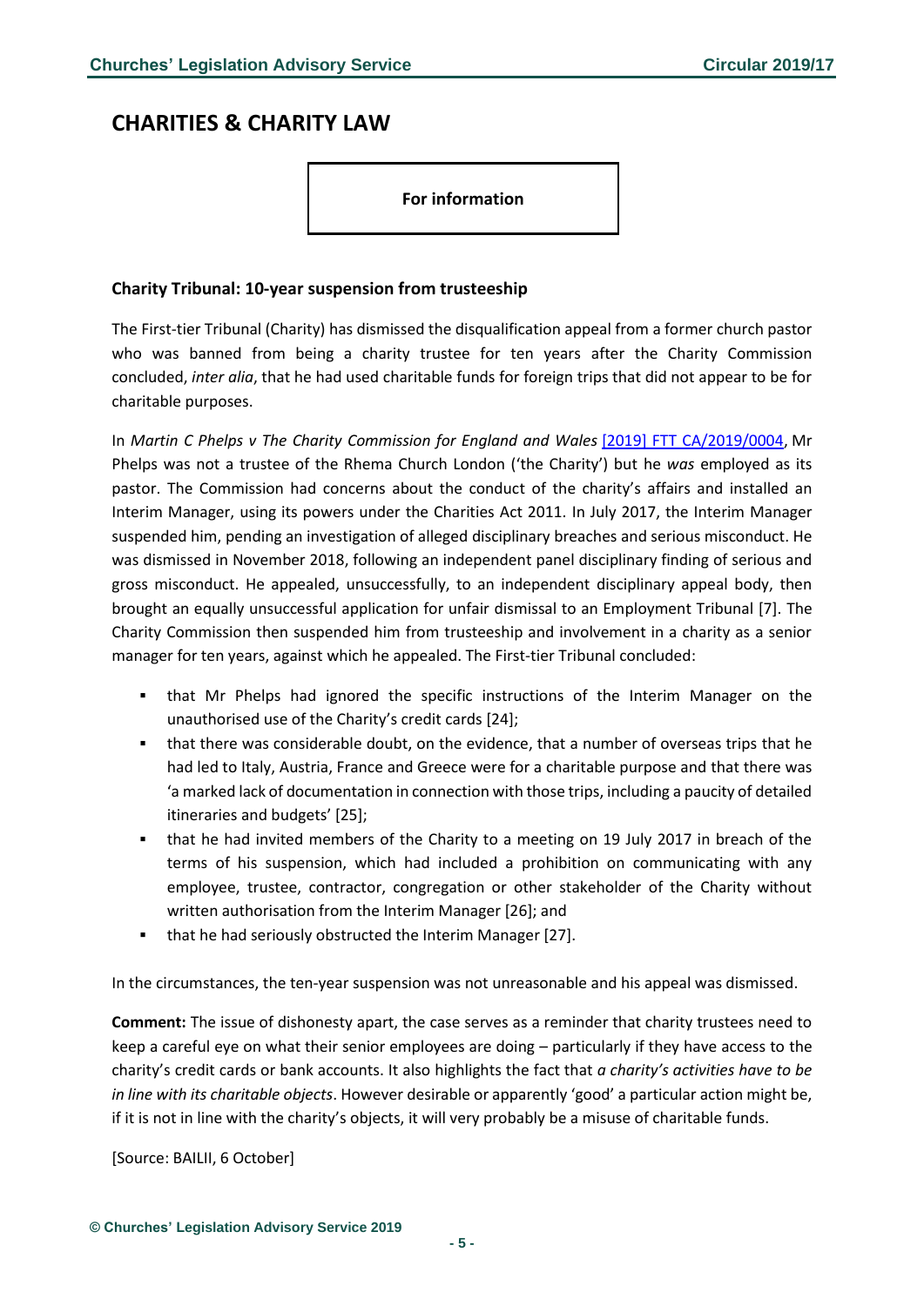# CHARITIES & CHARITY LAW

**For information**

### Charity Tribunal: 10-year suspension from trusteeship

The First-tier Tribunal (Charity) has dismissed the disqualification appeal from a former church pastor who was banned from being a charity trustee for ten years after the Charity Commission concluded, *inter alia*, that he had used charitable funds for foreign trips that did not appear to be for charitable purposes.

In *Martin C Phelps v The Charity Commission for England and Wales* [2019] FTT CA/2019/0004, Mr Phelps was not a trustee of the Rhema Church London ('the Charity') but he *was* employed as its pastor. The Commission had concerns about the conduct of the charity's affairs and installed an Interim Manager, using its powers under the Charities Act 2011. In July 2017, the Interim Manager suspended him, pending an investigation of alleged disciplinary breaches and serious misconduct. He was dismissed in November 2018, following an independent panel disciplinary finding of serious and gross misconduct. He appealed, unsuccessfully, to an independent disciplinary appeal body, then brought an equally unsuccessful application for unfair dismissal to an Employment Tribunal [7]. The Charity Commission then suspended him from trusteeship and involvement in a charity as a senior manager for ten years, against which he appealed. The First-tier Tribunal concluded:

- that Mr Phelps had ignored the specific instructions of the Interim Manager on the unauthorised use of the Charity's credit cards [24];
- that there was considerable doubt, on the evidence, that a number of overseas trips that he had led to Italy, Austria, France and Greece were for a charitable purpose and that there was 'a marked lack of documentation in connection with those trips, including a paucity of detailed itineraries and budgets' [25];
- that he had invited members of the Charity to a meeting on 19 July 2017 in breach of the terms of his suspension, which had included a prohibition on communicating with any employee, trustee, contractor, congregation or other stakeholder of the Charity without written authorisation from the Interim Manager [26]; and
- that he had seriously obstructed the Interim Manager [27].

In the circumstances, the ten-year suspension was not unreasonable and his appeal was dismissed.

**Comment:** The issue of dishonesty apart, the case serves as a reminder that charity trustees need to keep a careful eye on what their senior employees are doing – particularly if they have access to the charity's credit cards or bank accounts. It also highlights the fact that *a charity's activities have to be in line with its charitable objects*. However desirable or apparently 'good' a particular action might be, if it is not in line with the charity's objects, it will very probably be a misuse of charitable funds.

[Source: BAILII, 6 October]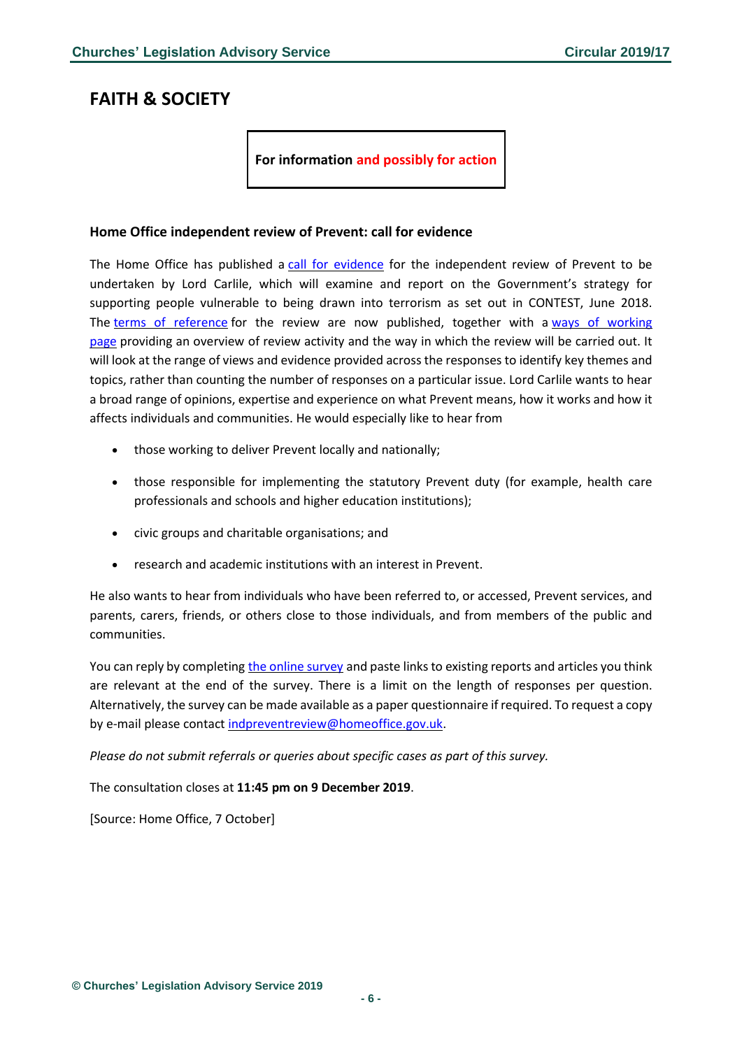# FAITH & SOCIETY

**For information and possibly for action**

### Home Office independent review of Prevent: call for evidence

The Home Office has published a call for evidence for the independent review of Prevent to be undertaken by Lord Carlile, which will examine and report on the Government's strategy for supporting people vulnerable to being drawn into terrorism as set out in CONTEST, June 2018. The terms of reference for the review are now published, together with a ways of working page providing an overview of review activity and the way in which the review will be carried out. It will look at the range of views and evidence provided across the responses to identify key themes and topics, rather than counting the number of responses on a particular issue. Lord Carlile wants to hear a broad range of opinions, expertise and experience on what Prevent means, how it works and how it affects individuals and communities. He would especially like to hear from

- those working to deliver Prevent locally and nationally;
- those responsible for implementing the statutory Prevent duty (for example, health care professionals and schools and higher education institutions);
- civic groups and charitable organisations; and
- research and academic institutions with an interest in Prevent.

He also wants to hear from individuals who have been referred to, or accessed, Prevent services, and parents, carers, friends, or others close to those individuals, and from members of the public and communities.

You can reply by completing the online survey and paste links to existing reports and articles you think are relevant at the end of the survey. There is a limit on the length of responses per question. Alternatively, the survey can be made available as a paper questionnaire if required. To request a copy by e-mail please contact indpreventreview@homeoffice.gov.uk.

*Please do not submit referrals or queries about specific cases as part of this survey.*

The consultation closes at **11:45 pm on 9 December 2019**.

[Source: Home Office, 7 October]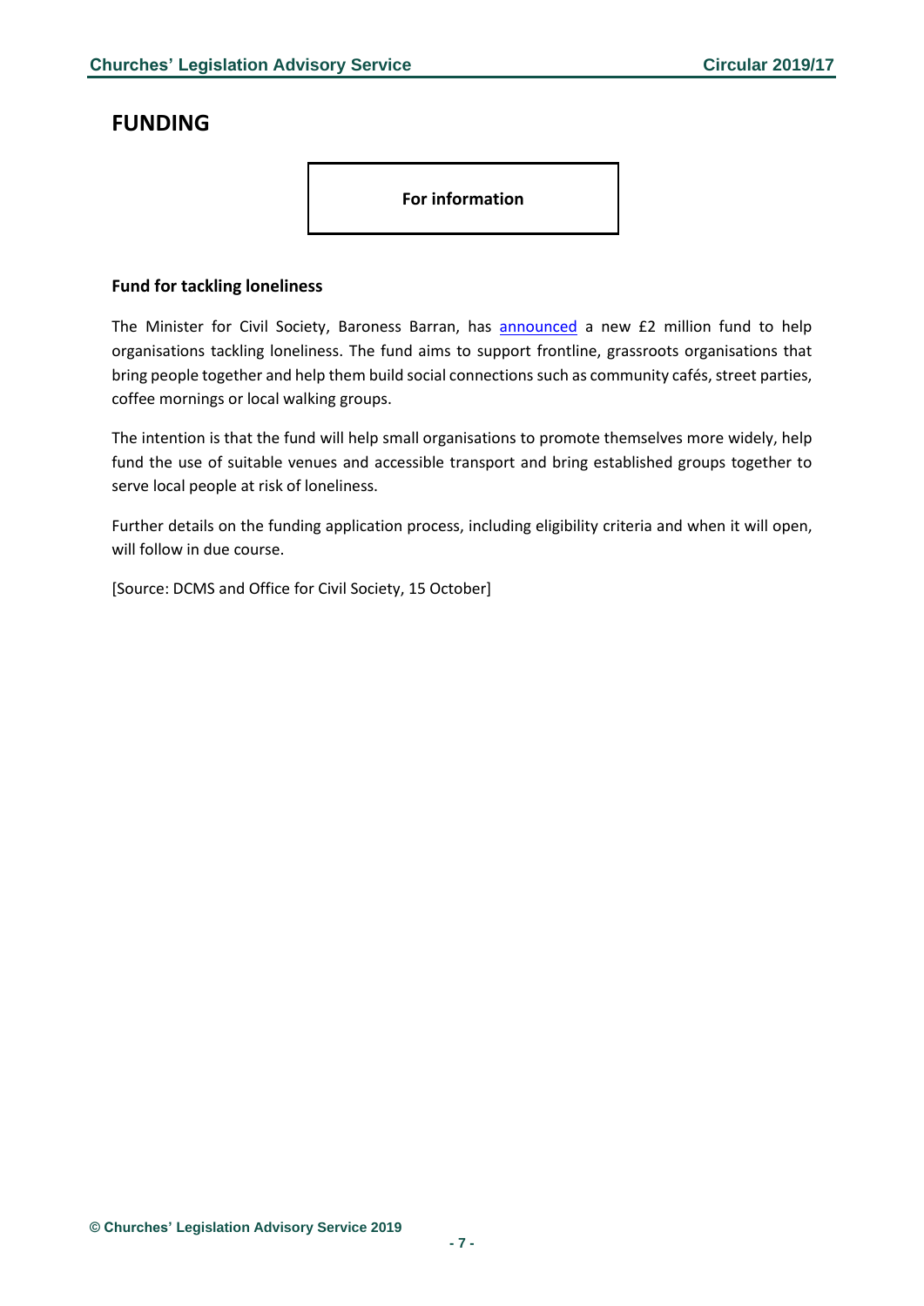# FUNDING

**For information**

### Fund for tackling loneliness

The Minister for Civil Society, Baroness Barran, has announced a new £2 million fund to help organisations tackling loneliness. The fund aims to support frontline, grassroots organisations that bring people together and help them build social connections such as community cafés, street parties, coffee mornings or local walking groups.

The intention is that the fund will help small organisations to promote themselves more widely, help fund the use of suitable venues and accessible transport and bring established groups together to serve local people at risk of loneliness.

Further details on the funding application process, including eligibility criteria and when it will open, will follow in due course.

[Source: DCMS and Office for Civil Society, 15 October]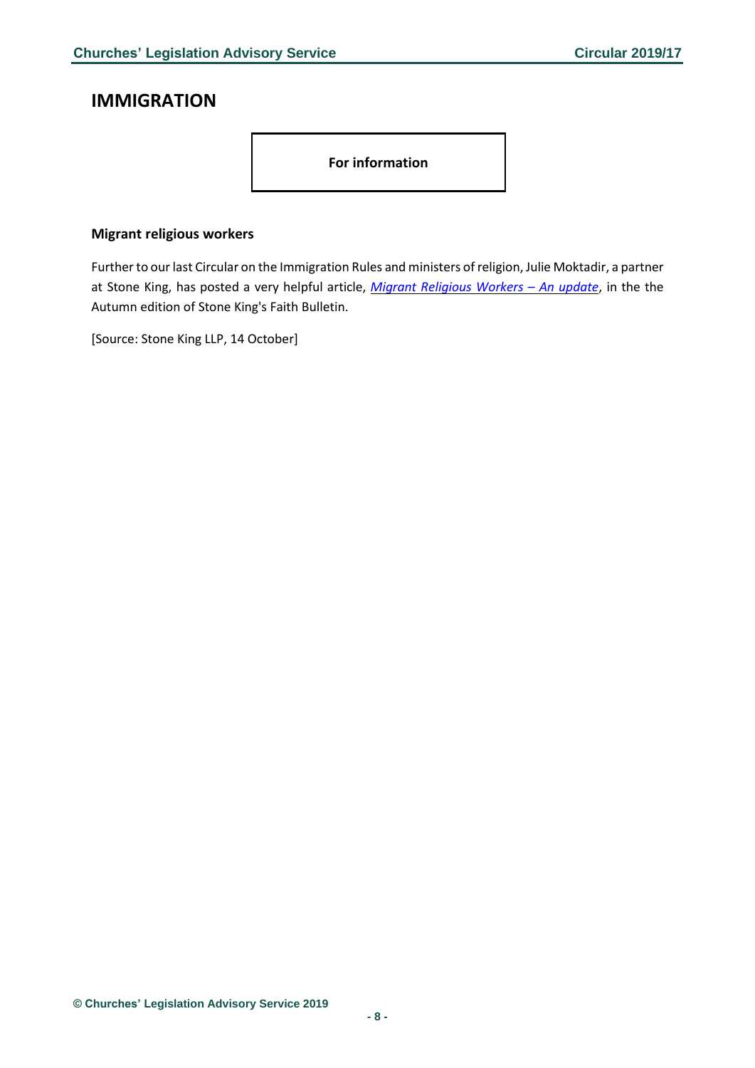# IMMIGRATION

**For information**

### Migrant religious workers

Further to our last Circular on the Immigration Rules and ministers of religion, Julie Moktadir, a partner at Stone King, has posted a very helpful article, *Migrant Religious Workers – An update*, in the the Autumn edition of Stone King's Faith Bulletin.

[Source: Stone King LLP, 14 October]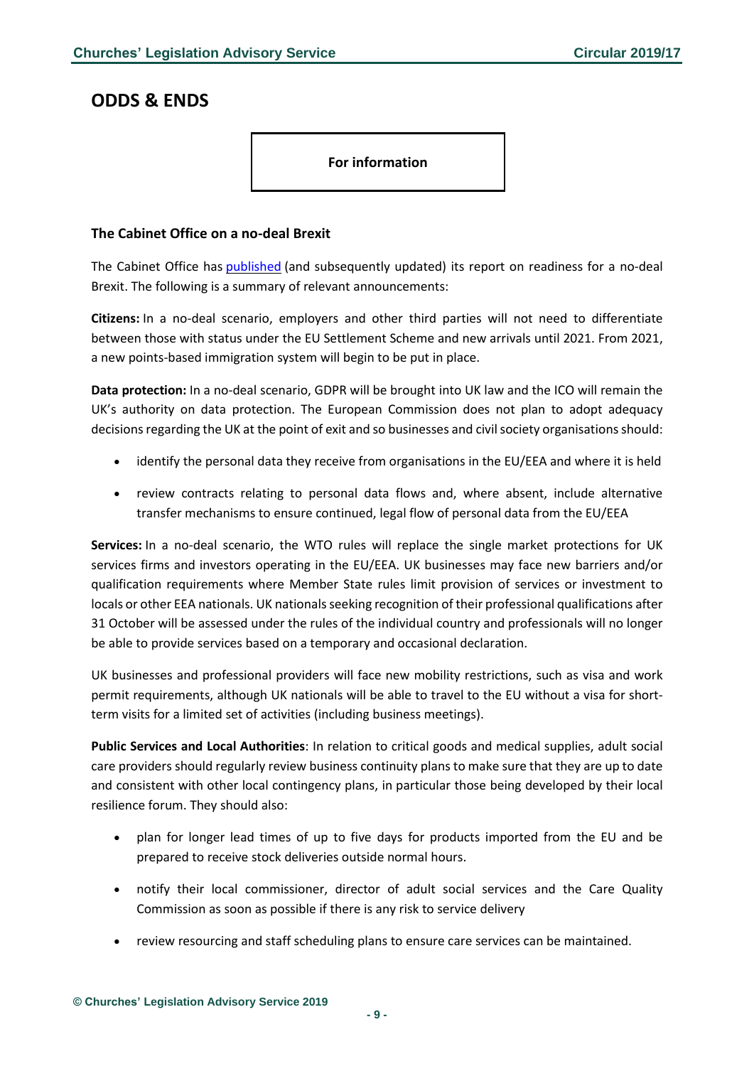## ODDS & ENDS

**For information**

### The Cabinet Office on a no-deal Brexit

The Cabinet Office has published (and subsequently updated) its report on readiness for a no-deal Brexit. The following is a summary of relevant announcements:

**Citizens:** In a no-deal scenario, employers and other third parties will not need to differentiate between those with status under the EU Settlement Scheme and new arrivals until 2021. From 2021, a new points-based immigration system will begin to be put in place.

**Data protection:** In a no-deal scenario, GDPR will be brought into UK law and the ICO will remain the UK's authority on data protection. The European Commission does not plan to adopt adequacy decisions regarding the UK at the point of exit and so businesses and civil society organisations should:

- identify the personal data they receive from organisations in the EU/EEA and where it is held
- review contracts relating to personal data flows and, where absent, include alternative transfer mechanisms to ensure continued, legal flow of personal data from the EU/EEA

**Services:** In a no-deal scenario, the WTO rules will replace the single market protections for UK services firms and investors operating in the EU/EEA. UK businesses may face new barriers and/or qualification requirements where Member State rules limit provision of services or investment to locals or other EEA nationals. UK nationals seeking recognition of their professional qualifications after 31 October will be assessed under the rules of the individual country and professionals will no longer be able to provide services based on a temporary and occasional declaration.

UK businesses and professional providers will face new mobility restrictions, such as visa and work permit requirements, although UK nationals will be able to travel to the EU without a visa for short-term visits for a limited set of activities (including business meetings).

**Public Services and Local Authorities**: In relation to critical goods and medical supplies, adult social care providers should regularly review business continuity plans to make sure that they are up to date and consistent with other local contingency plans, in particular those being developed by their local resilience forum. They should also:

- plan for longer lead times of up to five days for products imported from the EU and be prepared to receive stock deliveries outside normal hours.
- notify their local commissioner, director of adult social services and the Care Quality Commission as soon as possible if there is any risk to service delivery
- review resourcing and staff scheduling plans to ensure care services can be maintained.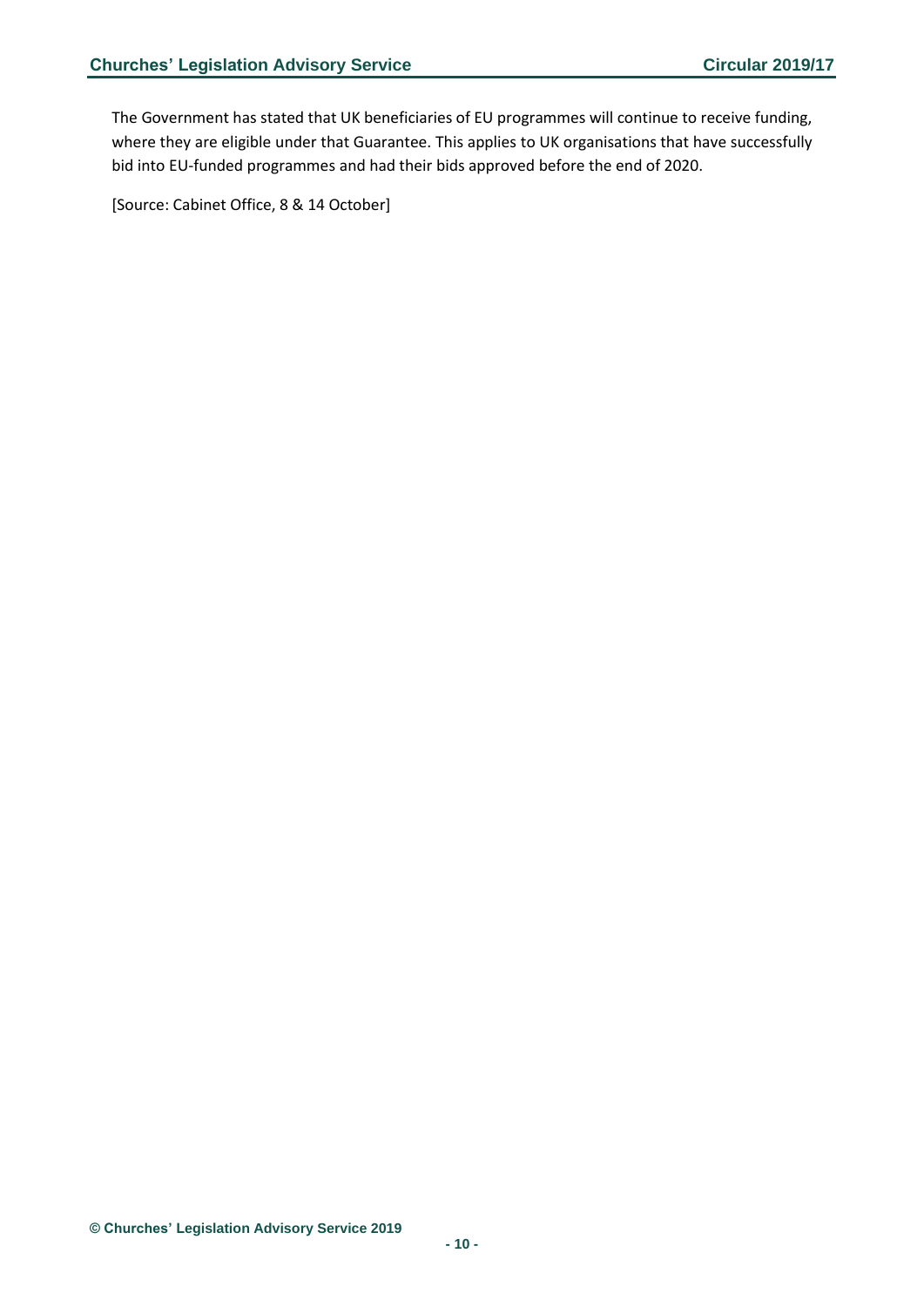The Government has stated that UK beneficiaries of EU programmes will continue to receive funding, where they are eligible under that Guarantee. This applies to UK organisations that have successfully bid into EU-funded programmes and had their bids approved before the end of 2020.

[Source: Cabinet Office, 8 & 14 October]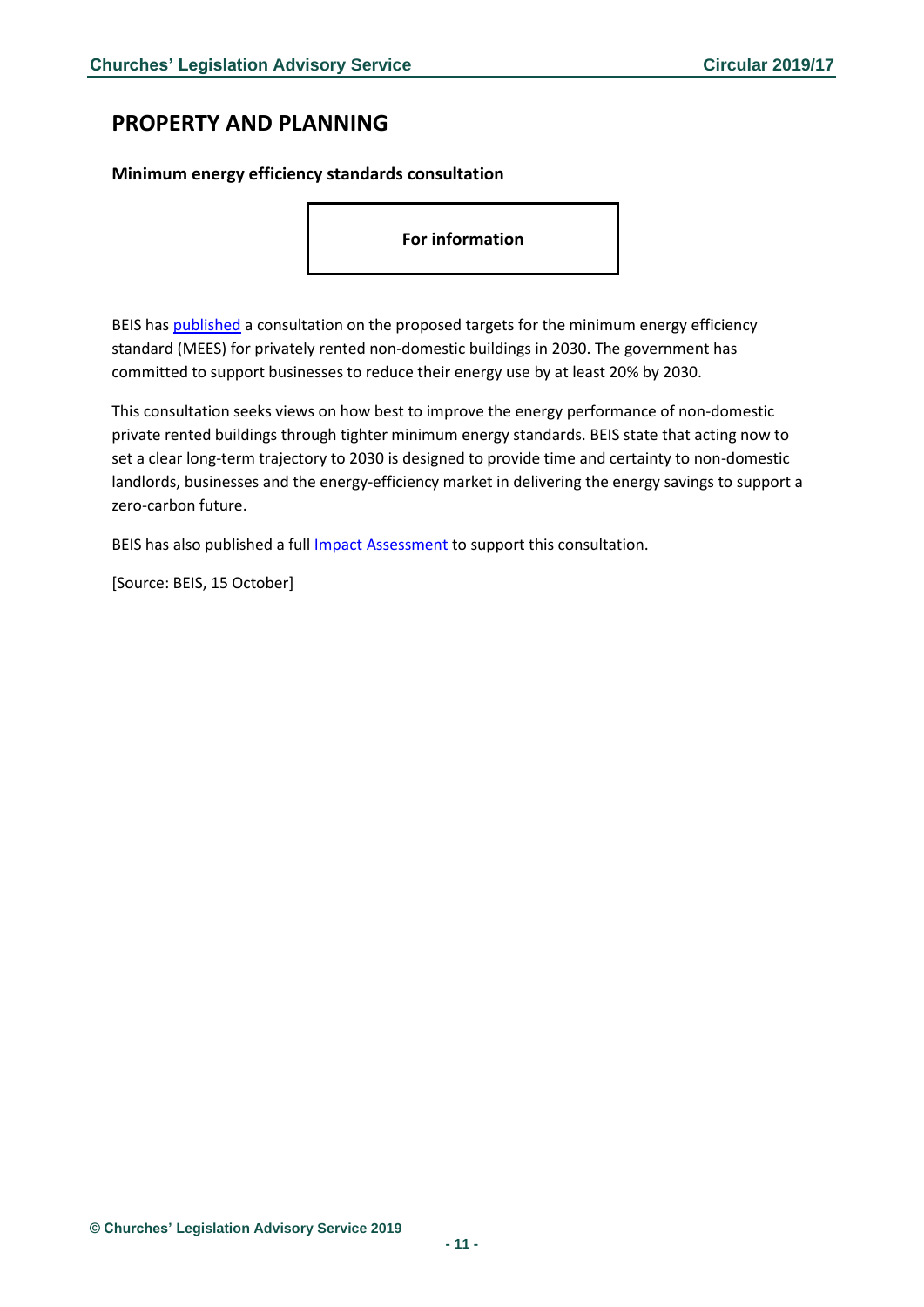## PROPERTY AND PLANNING

### Minimum energy efficiency standards consultation

**For information**

BEIS has published a consultation on the proposed targets for the minimum energy efficiency standard (MEES) for privately rented non-domestic buildings in 2030. The government has committed to support businesses to reduce their energy use by at least 20% by 2030.

This consultation seeks views on how best to improve the energy performance of non-domestic private rented buildings through tighter minimum energy standards. BEIS state that acting now to set a clear long-term trajectory to 2030 is designed to provide time and certainty to non-domestic landlords, businesses and the energy-efficiency market in delivering the energy savings to support a zero-carbon future.

BEIS has also published a full Impact Assessment to support this consultation.

[Source: BEIS, 15 October]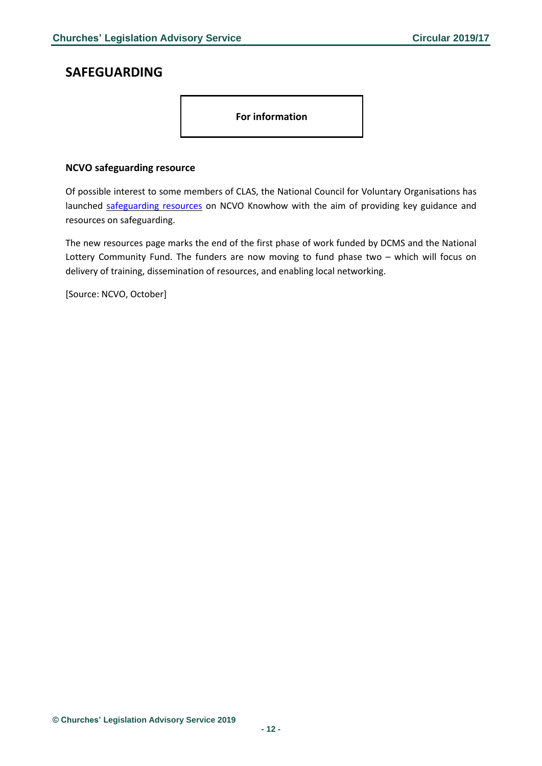## SAFEGUARDING

**For information**

### NCVO safeguarding resource

Of possible interest to some members of CLAS, the National Council for Voluntary Organisations has launched safeguarding resources on NCVO Knowhow with the aim of providing key guidance and resources on safeguarding.

The new resources page marks the end of the first phase of work funded by DCMS and the National Lottery Community Fund. The funders are now moving to fund phase two – which will focus on delivery of training, dissemination of resources, and enabling local networking.

[Source: NCVO, October]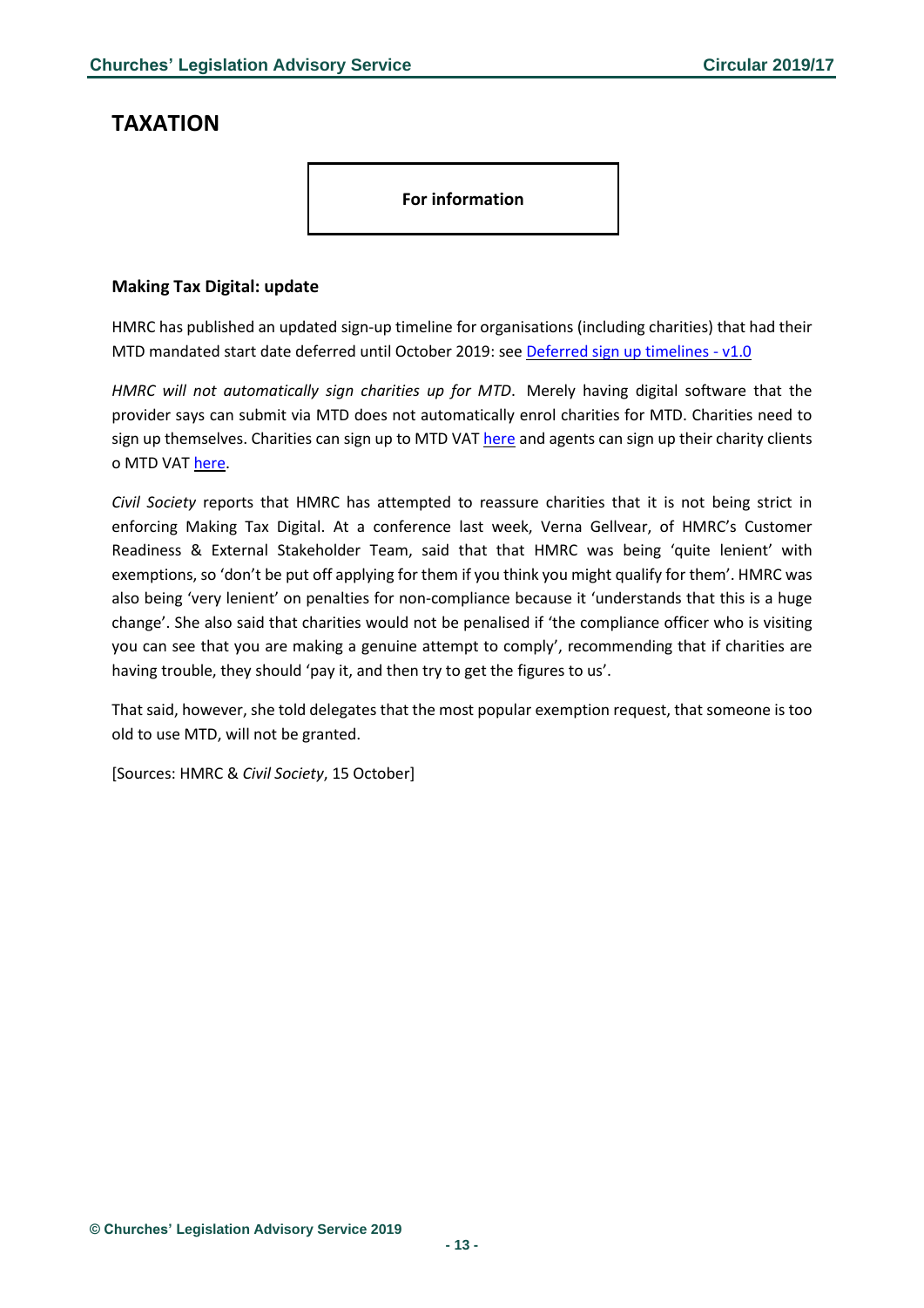# TAXATION

**For information**

### Making Tax Digital: update

HMRC has published an updated sign-up timeline for organisations (including charities) that had their MTD mandated start date deferred until October 2019: see Deferred sign up timelines - v1.0

*HMRC will not automatically sign charities up for MTD*. Merely having digital software that the provider says can submit via MTD does not automatically enrol charities for MTD. Charities need to sign up themselves. Charities can sign up to MTD VAT here and agents can sign up their charity clients o MTD VAT here.

*Civil Society* reports that HMRC has attempted to reassure charities that it is not being strict in enforcing Making Tax Digital. At a conference last week, Verna Gellvear, of HMRC's Customer Readiness & External Stakeholder Team, said that that HMRC was being 'quite lenient' with exemptions, so 'don't be put off applying for them if you think you might qualify for them'. HMRC was also being 'very lenient' on penalties for non-compliance because it 'understands that this is a huge change'. She also said that charities would not be penalised if 'the compliance officer who is visiting you can see that you are making a genuine attempt to comply', recommending that if charities are having trouble, they should 'pay it, and then try to get the figures to us'.

That said, however, she told delegates that the most popular exemption request, that someone is too old to use MTD, will not be granted.

[Sources: HMRC & *Civil Society*, 15 October]